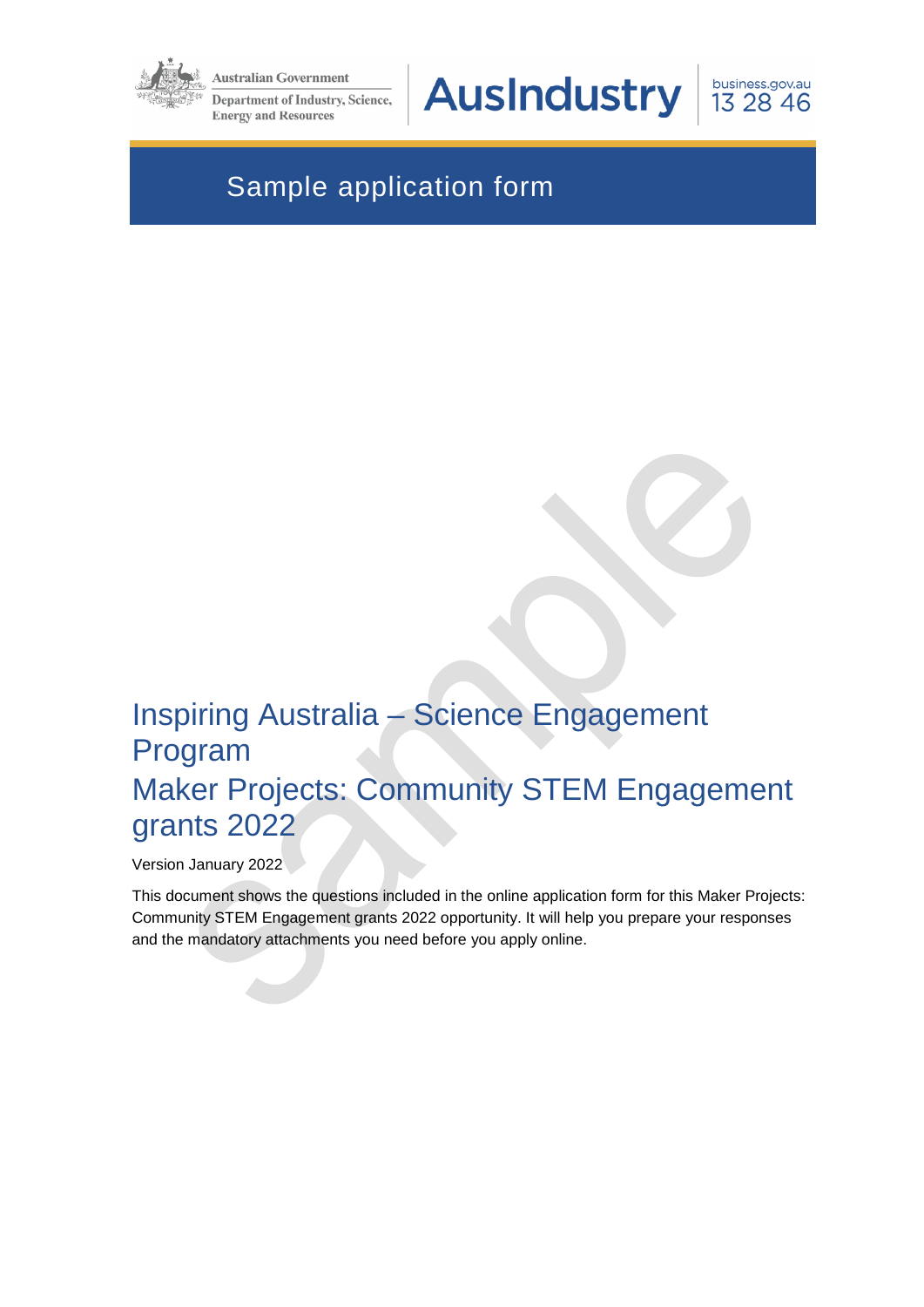Australian Government

Department of Industry, Science, Energy and Resources

AusIndustry

business.gov.au 13 28 46

# Sample application form

# Inspiring Australia – Science Engagement Program

# Maker Projects: Community STEM Engagement grants 2022

Version January 2022

This document shows the questions included in the online application form for this Maker Projects: Community STEM Engagement grants 2022 opportunity. It will help you prepare your responses and the mandatory attachments you need before you apply online.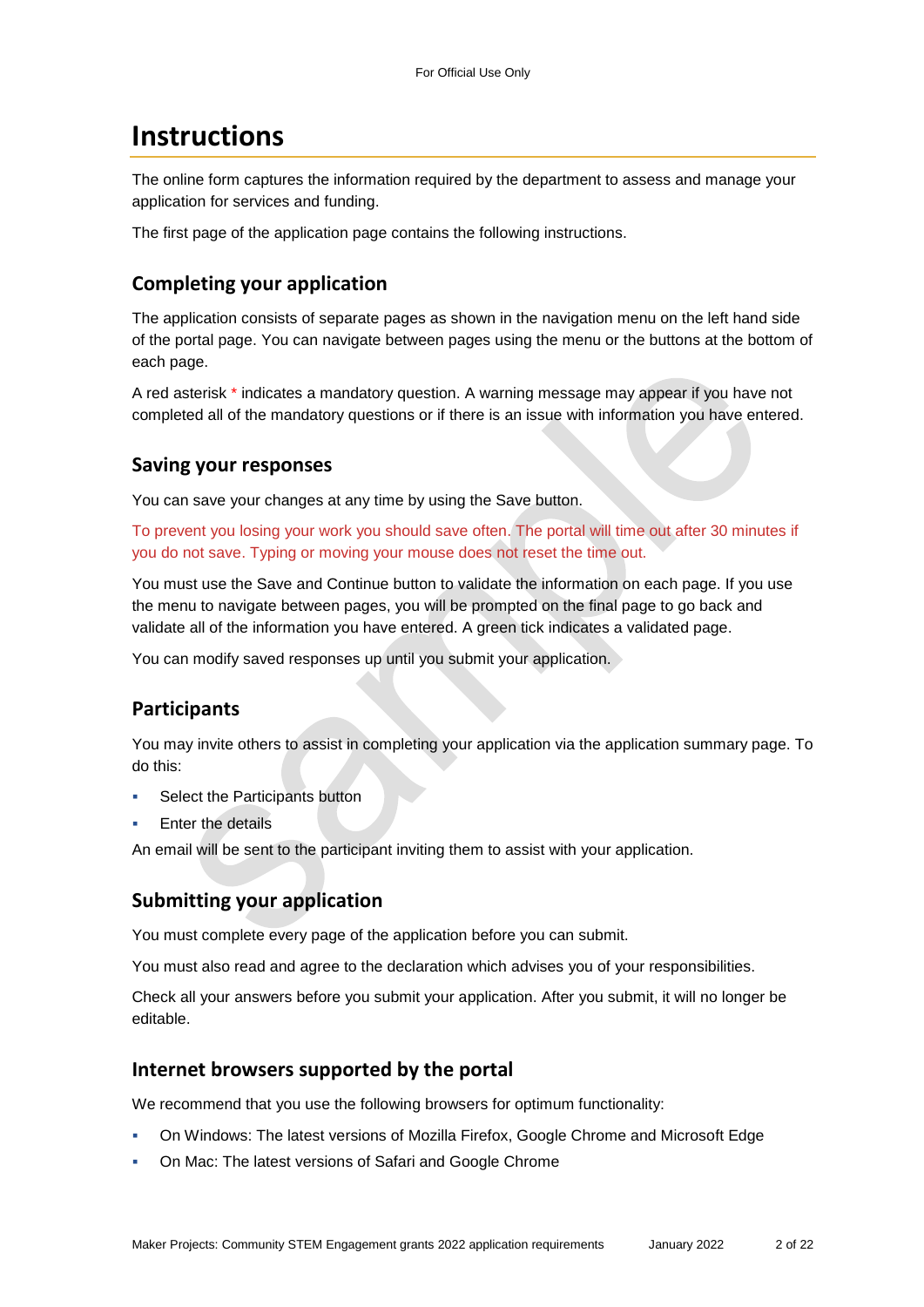# Instructions

The online form captures the information required by the department to assess and manage your application for services and funding.

The first page of the application page contains the following instructions.

## Completing your application

The application consists of separate pages as shown in the navigation menu on the left hand side of the portal page. You can navigate between pages using the menu or the buttons at the bottom of each page.

A red asterisk * indicates a mandatory question. A warning message may appear if you have not completed all of the mandatory questions or if there is an issue with information you have entered.

## Saving your responses

You can save your changes at any time by using the Save button.

To prevent you losing your work you should save often. The portal will time out after 30 minutes if you do not save. Typing or moving your mouse does not reset the time out.

You must use the Save and Continue button to validate the information on each page. If you use the menu to navigate between pages, you will be prompted on the final page to go back and validate all of the information you have entered. A green tick indicates a validated page.

You can modify saved responses up until you submit your application.

## Participants

You may invite others to assist in completing your application via the application summary page. To do this:

- Select the Participants button
- Enter the details

An email will be sent to the participant inviting them to assist with your application.

## Submitting your application

You must complete every page of the application before you can submit.

You must also read and agree to the declaration which advises you of your responsibilities.

Check all your answers before you submit your application. After you submit, it will no longer be editable.

## Internet browsers supported by the portal

We recommend that you use the following browsers for optimum functionality:

- On Windows: The latest versions of Mozilla Firefox, Google Chrome and Microsoft Edge
- On Mac: The latest versions of Safari and Google Chrome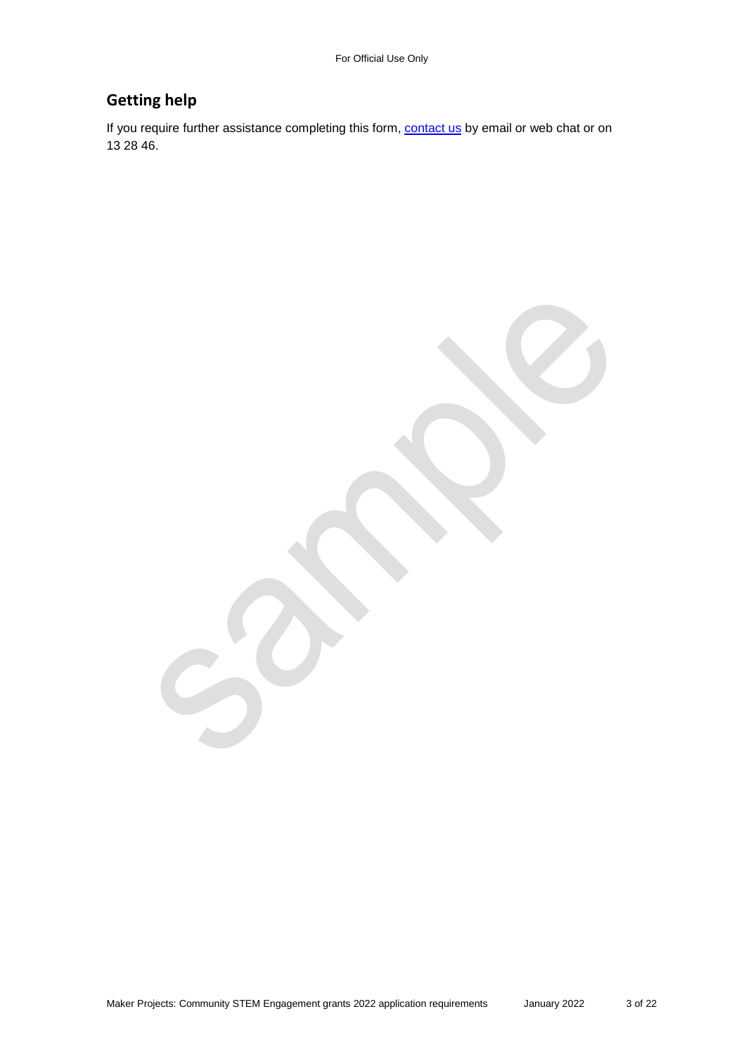## Getting help

If you require further assistance completing this form, [contact us] by email or web chat or on 13 28 46.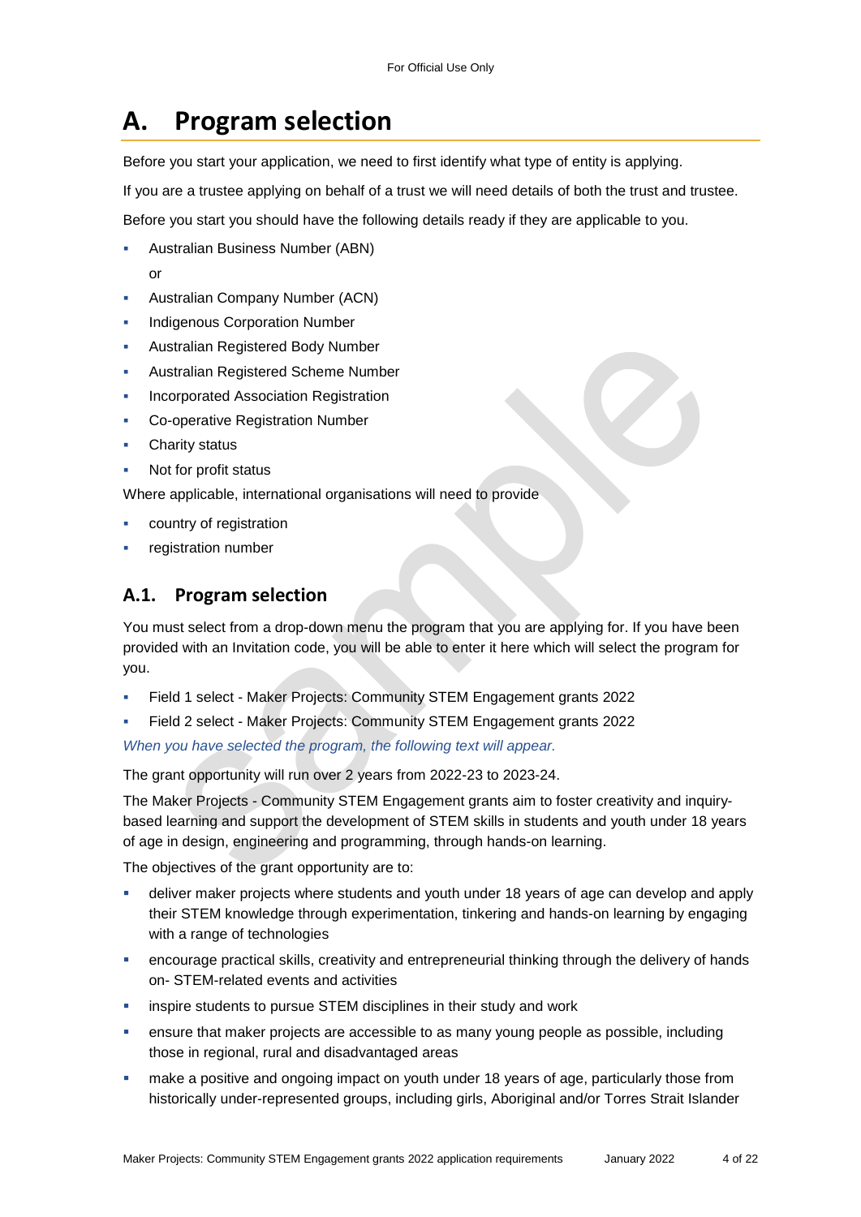# A. Program selection

Before you start your application, we need to first identify what type of entity is applying.

If you are a trustee applying on behalf of a trust we will need details of both the trust and trustee.

Before you start you should have the following details ready if they are applicable to you.

- Australian Business Number (ABN)

  or

- Australian Company Number (ACN)
- Indigenous Corporation Number
- Australian Registered Body Number
- Australian Registered Scheme Number
- Incorporated Association Registration
- Co-operative Registration Number
- Charity status
- Not for profit status

Where applicable, international organisations will need to provide

- country of registration
- registration number

## A.1. Program selection

You must select from a drop-down menu the program that you are applying for. If you have been provided with an Invitation code, you will be able to enter it here which will select the program for you.

- Field 1 select - Maker Projects: Community STEM Engagement grants 2022
- Field 2 select - Maker Projects: Community STEM Engagement grants 2022

*When you have selected the program, the following text will appear.*

The grant opportunity will run over 2 years from 2022-23 to 2023-24.

The Maker Projects - Community STEM Engagement grants aim to foster creativity and inquiry-based learning and support the development of STEM skills in students and youth under 18 years of age in design, engineering and programming, through hands-on learning.

The objectives of the grant opportunity are to:

- deliver maker projects where students and youth under 18 years of age can develop and apply their STEM knowledge through experimentation, tinkering and hands-on learning by engaging with a range of technologies
- encourage practical skills, creativity and entrepreneurial thinking through the delivery of hands on- STEM-related events and activities
- inspire students to pursue STEM disciplines in their study and work
- ensure that maker projects are accessible to as many young people as possible, including those in regional, rural and disadvantaged areas
- make a positive and ongoing impact on youth under 18 years of age, particularly those from historically under-represented groups, including girls, Aboriginal and/or Torres Strait Islander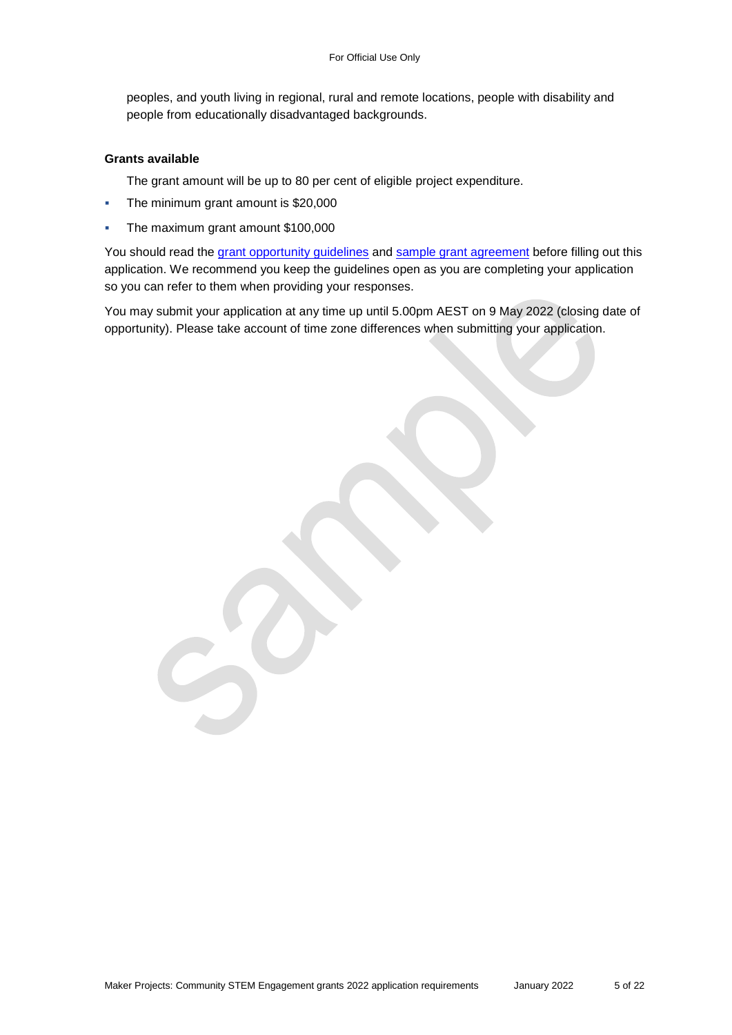peoples, and youth living in regional, rural and remote locations, people with disability and people from educationally disadvantaged backgrounds.

**Grants available**

The grant amount will be up to 80 per cent of eligible project expenditure.

- The minimum grant amount is $20,000
- The maximum grant amount $100,000

You should read the grant opportunity guidelines and sample grant agreement before filling out this application. We recommend you keep the guidelines open as you are completing your application so you can refer to them when providing your responses.

You may submit your application at any time up until 5.00pm AEST on 9 May 2022 (closing date of opportunity). Please take account of time zone differences when submitting your application.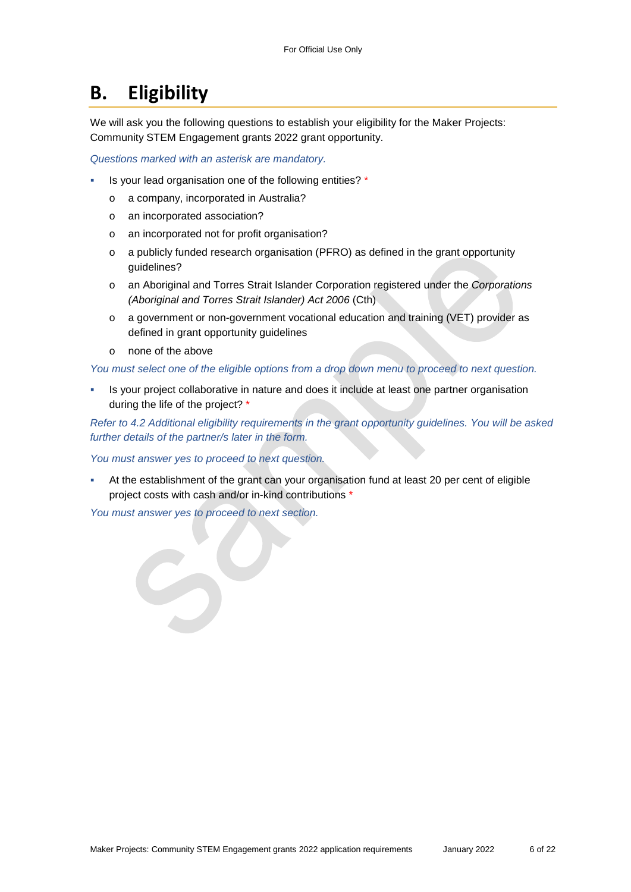# B. Eligibility

We will ask you the following questions to establish your eligibility for the Maker Projects: Community STEM Engagement grants 2022 grant opportunity.

*Questions marked with an asterisk are mandatory.*

- Is your lead organisation one of the following entities? *
  - a company, incorporated in Australia?
  - an incorporated association?
  - an incorporated not for profit organisation?
  - a publicly funded research organisation (PFRO) as defined in the grant opportunity guidelines?
  - an Aboriginal and Torres Strait Islander Corporation registered under the *Corporations (Aboriginal and Torres Strait Islander) Act 2006* (Cth)
  - a government or non-government vocational education and training (VET) provider as defined in grant opportunity guidelines
  - none of the above

*You must select one of the eligible options from a drop down menu to proceed to next question.*

- Is your project collaborative in nature and does it include at least one partner organisation during the life of the project? *

*Refer to 4.2 Additional eligibility requirements in the grant opportunity guidelines. You will be asked further details of the partner/s later in the form.*

*You must answer yes to proceed to next question.*

- At the establishment of the grant can your organisation fund at least 20 per cent of eligible project costs with cash and/or in-kind contributions *

*You must answer yes to proceed to next section.*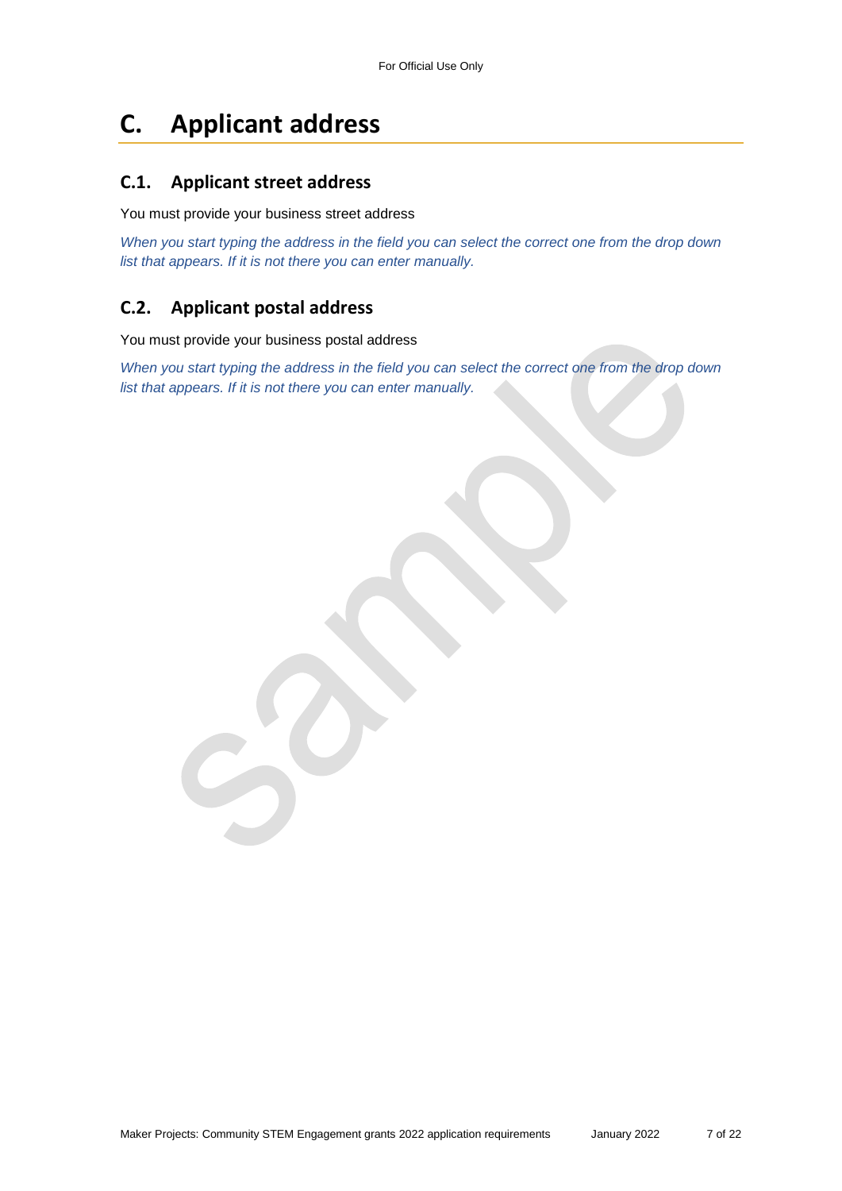# C. Applicant address

## C.1. Applicant street address

You must provide your business street address

*When you start typing the address in the field you can select the correct one from the drop down list that appears. If it is not there you can enter manually.*

## C.2. Applicant postal address

You must provide your business postal address

*When you start typing the address in the field you can select the correct one from the drop down list that appears. If it is not there you can enter manually.*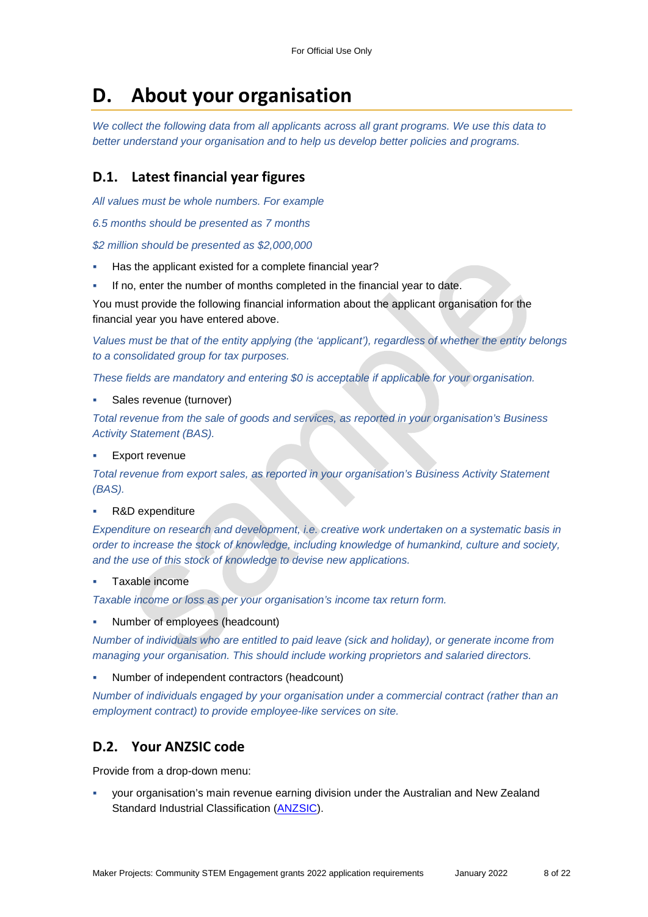# D. About your organisation

*We collect the following data from all applicants across all grant programs. We use this data to better understand your organisation and to help us develop better policies and programs.*

## D.1. Latest financial year figures

*All values must be whole numbers. For example*

*6.5 months should be presented as 7 months*

*$2 million should be presented as $2,000,000*

- Has the applicant existed for a complete financial year?
- If no, enter the number of months completed in the financial year to date.

You must provide the following financial information about the applicant organisation for the financial year you have entered above.

*Values must be that of the entity applying (the 'applicant'), regardless of whether the entity belongs to a consolidated group for tax purposes.*

*These fields are mandatory and entering $0 is acceptable if applicable for your organisation.*

- Sales revenue (turnover)

*Total revenue from the sale of goods and services, as reported in your organisation's Business Activity Statement (BAS).*

- Export revenue

*Total revenue from export sales, as reported in your organisation's Business Activity Statement (BAS).*

- R&D expenditure

*Expenditure on research and development, i.e. creative work undertaken on a systematic basis in order to increase the stock of knowledge, including knowledge of humankind, culture and society, and the use of this stock of knowledge to devise new applications.*

- Taxable income

*Taxable income or loss as per your organisation's income tax return form.*

- Number of employees (headcount)

*Number of individuals who are entitled to paid leave (sick and holiday), or generate income from managing your organisation. This should include working proprietors and salaried directors.*

- Number of independent contractors (headcount)

*Number of individuals engaged by your organisation under a commercial contract (rather than an employment contract) to provide employee-like services on site.*

## D.2. Your ANZSIC code

Provide from a drop-down menu:

- your organisation's main revenue earning division under the Australian and New Zealand Standard Industrial Classification (ANZSIC).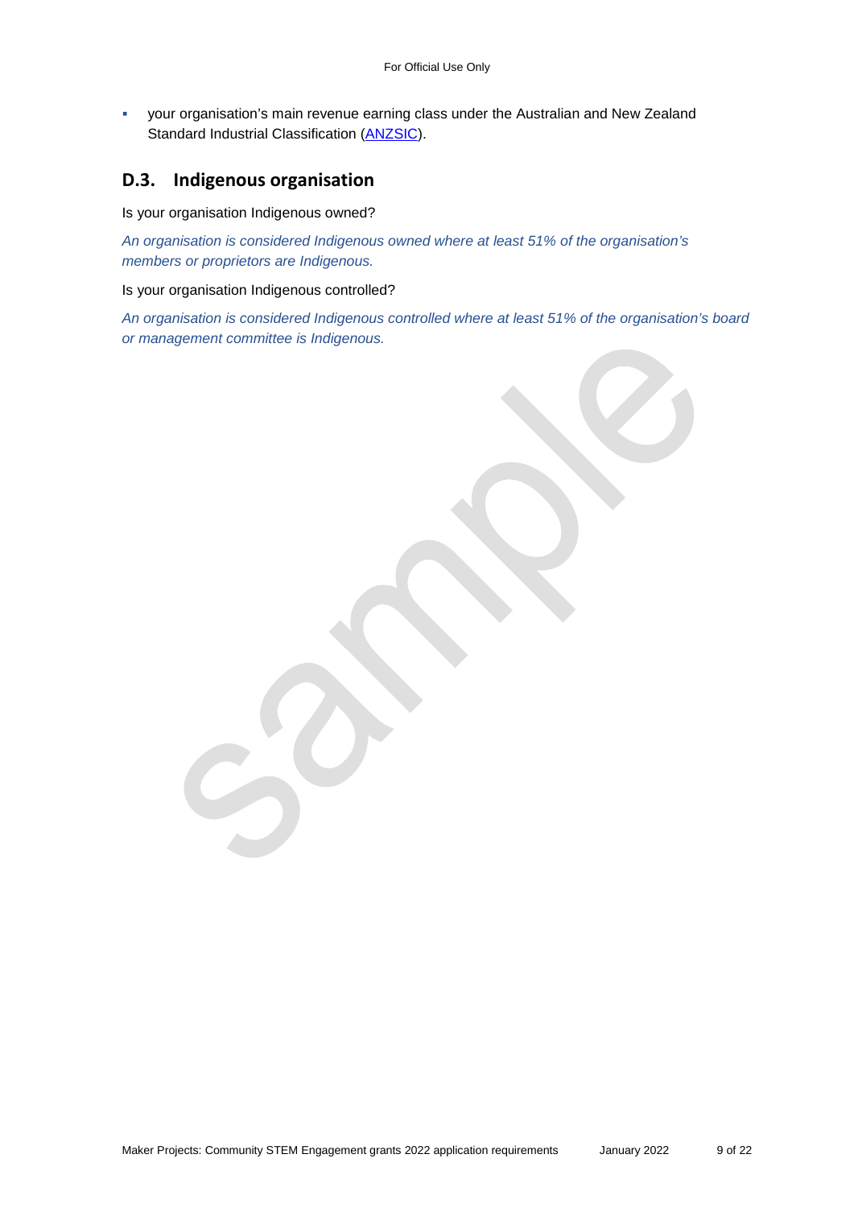- your organisation's main revenue earning class under the Australian and New Zealand Standard Industrial Classification (ANZSIC).

## D.3. Indigenous organisation

Is your organisation Indigenous owned?

*An organisation is considered Indigenous owned where at least 51% of the organisation's members or proprietors are Indigenous.*

Is your organisation Indigenous controlled?

*An organisation is considered Indigenous controlled where at least 51% of the organisation's board or management committee is Indigenous.*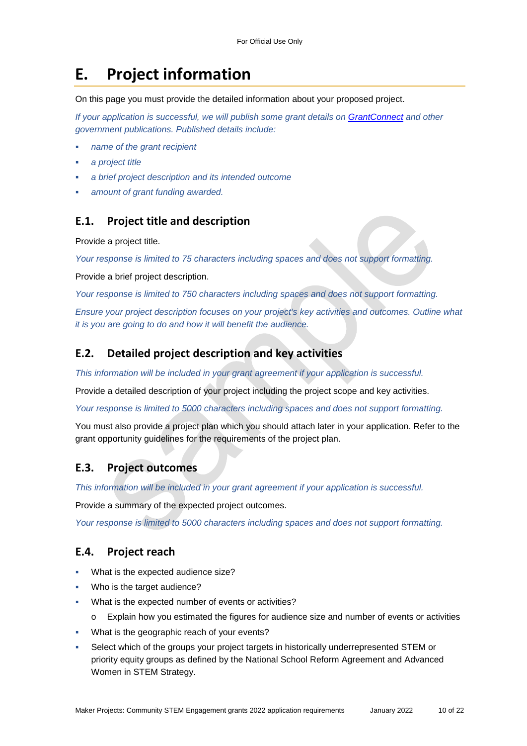# E. Project information

On this page you must provide the detailed information about your proposed project.

*If your application is successful, we will publish some grant details on [GrantConnect](GrantConnect) and other government publications. Published details include:*

- *name of the grant recipient*
- *a project title*
- *a brief project description and its intended outcome*
- *amount of grant funding awarded.*

## E.1. Project title and description

Provide a project title.

*Your response is limited to 75 characters including spaces and does not support formatting.*

Provide a brief project description.

*Your response is limited to 750 characters including spaces and does not support formatting.*

*Ensure your project description focuses on your project's key activities and outcomes. Outline what it is you are going to do and how it will benefit the audience.*

## E.2. Detailed project description and key activities

*This information will be included in your grant agreement if your application is successful.*

Provide a detailed description of your project including the project scope and key activities.

*Your response is limited to 5000 characters including spaces and does not support formatting.*

You must also provide a project plan which you should attach later in your application. Refer to the grant opportunity guidelines for the requirements of the project plan.

## E.3. Project outcomes

*This information will be included in your grant agreement if your application is successful.*

Provide a summary of the expected project outcomes.

*Your response is limited to 5000 characters including spaces and does not support formatting.*

## E.4. Project reach

- What is the expected audience size?
- Who is the target audience?
- What is the expected number of events or activities?
  - Explain how you estimated the figures for audience size and number of events or activities
- What is the geographic reach of your events?
- Select which of the groups your project targets in historically underrepresented STEM or priority equity groups as defined by the National School Reform Agreement and Advanced Women in STEM Strategy.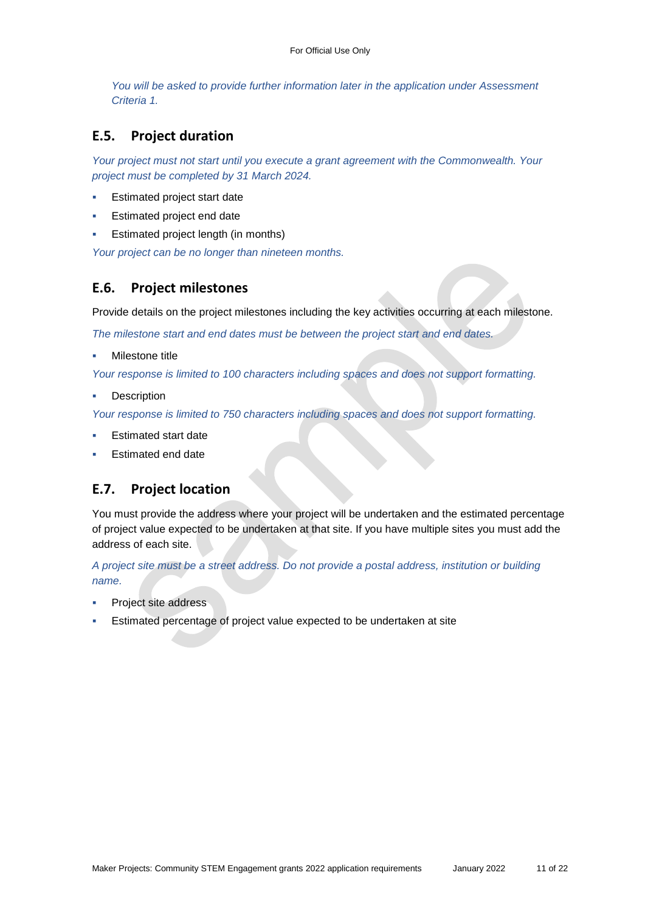*You will be asked to provide further information later in the application under Assessment Criteria 1.*

## E.5. Project duration

*Your project must not start until you execute a grant agreement with the Commonwealth. Your project must be completed by 31 March 2024.*

- Estimated project start date
- Estimated project end date
- Estimated project length (in months)

*Your project can be no longer than nineteen months.*

## E.6. Project milestones

Provide details on the project milestones including the key activities occurring at each milestone.

*The milestone start and end dates must be between the project start and end dates.*

- Milestone title

*Your response is limited to 100 characters including spaces and does not support formatting.*

- Description

*Your response is limited to 750 characters including spaces and does not support formatting.*

- Estimated start date
- Estimated end date

## E.7. Project location

You must provide the address where your project will be undertaken and the estimated percentage of project value expected to be undertaken at that site. If you have multiple sites you must add the address of each site.

*A project site must be a street address. Do not provide a postal address, institution or building name.*

- Project site address
- Estimated percentage of project value expected to be undertaken at site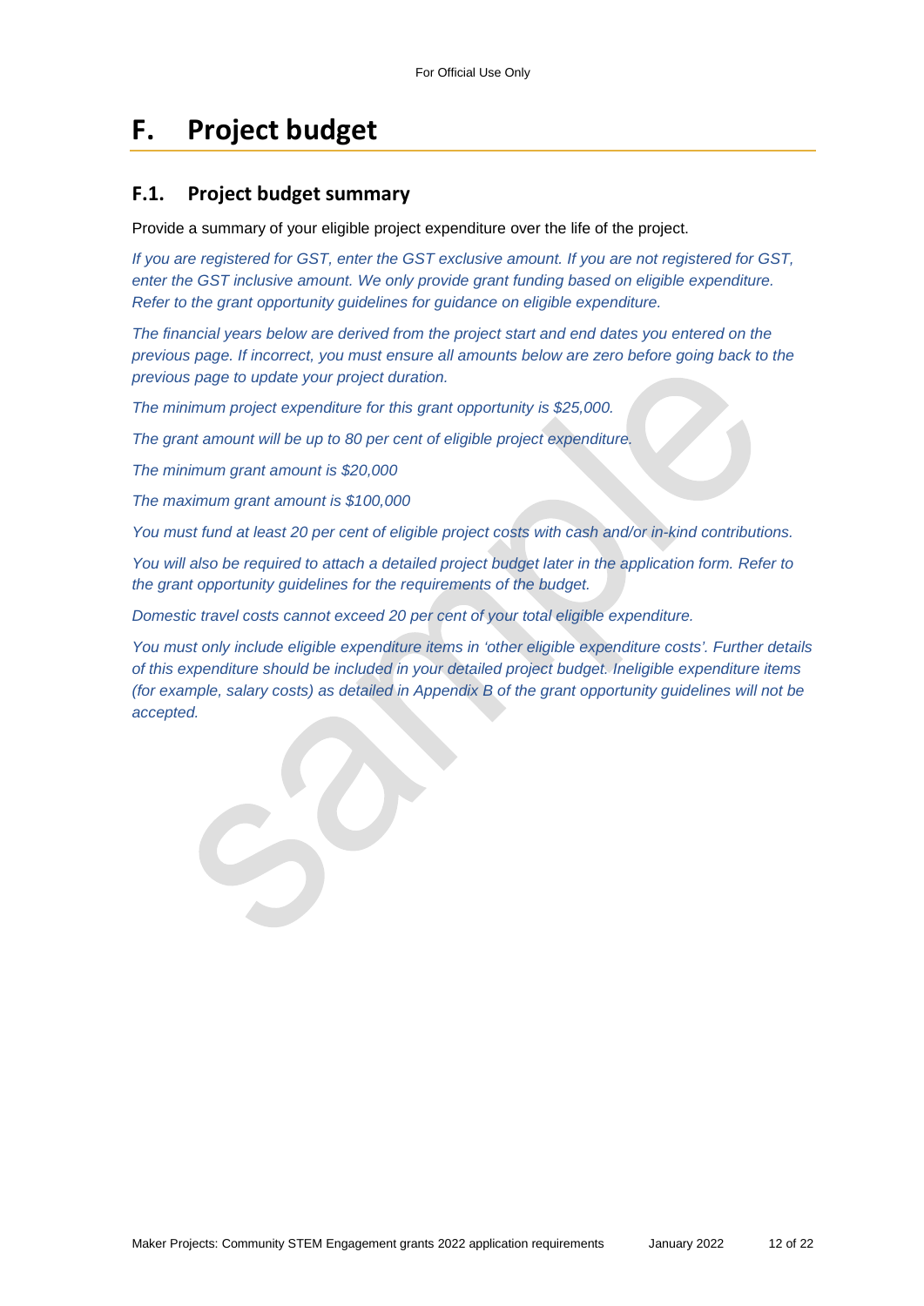# F. Project budget

## F.1. Project budget summary

Provide a summary of your eligible project expenditure over the life of the project.

*If you are registered for GST, enter the GST exclusive amount. If you are not registered for GST, enter the GST inclusive amount. We only provide grant funding based on eligible expenditure. Refer to the grant opportunity guidelines for guidance on eligible expenditure.*

*The financial years below are derived from the project start and end dates you entered on the previous page. If incorrect, you must ensure all amounts below are zero before going back to the previous page to update your project duration.*

*The minimum project expenditure for this grant opportunity is $25,000.*

*The grant amount will be up to 80 per cent of eligible project expenditure.*

*The minimum grant amount is $20,000*

*The maximum grant amount is $100,000*

*You must fund at least 20 per cent of eligible project costs with cash and/or in-kind contributions.*

*You will also be required to attach a detailed project budget later in the application form. Refer to the grant opportunity guidelines for the requirements of the budget.*

*Domestic travel costs cannot exceed 20 per cent of your total eligible expenditure.*

*You must only include eligible expenditure items in 'other eligible expenditure costs'. Further details of this expenditure should be included in your detailed project budget. Ineligible expenditure items (for example, salary costs) as detailed in Appendix B of the grant opportunity guidelines will not be accepted.*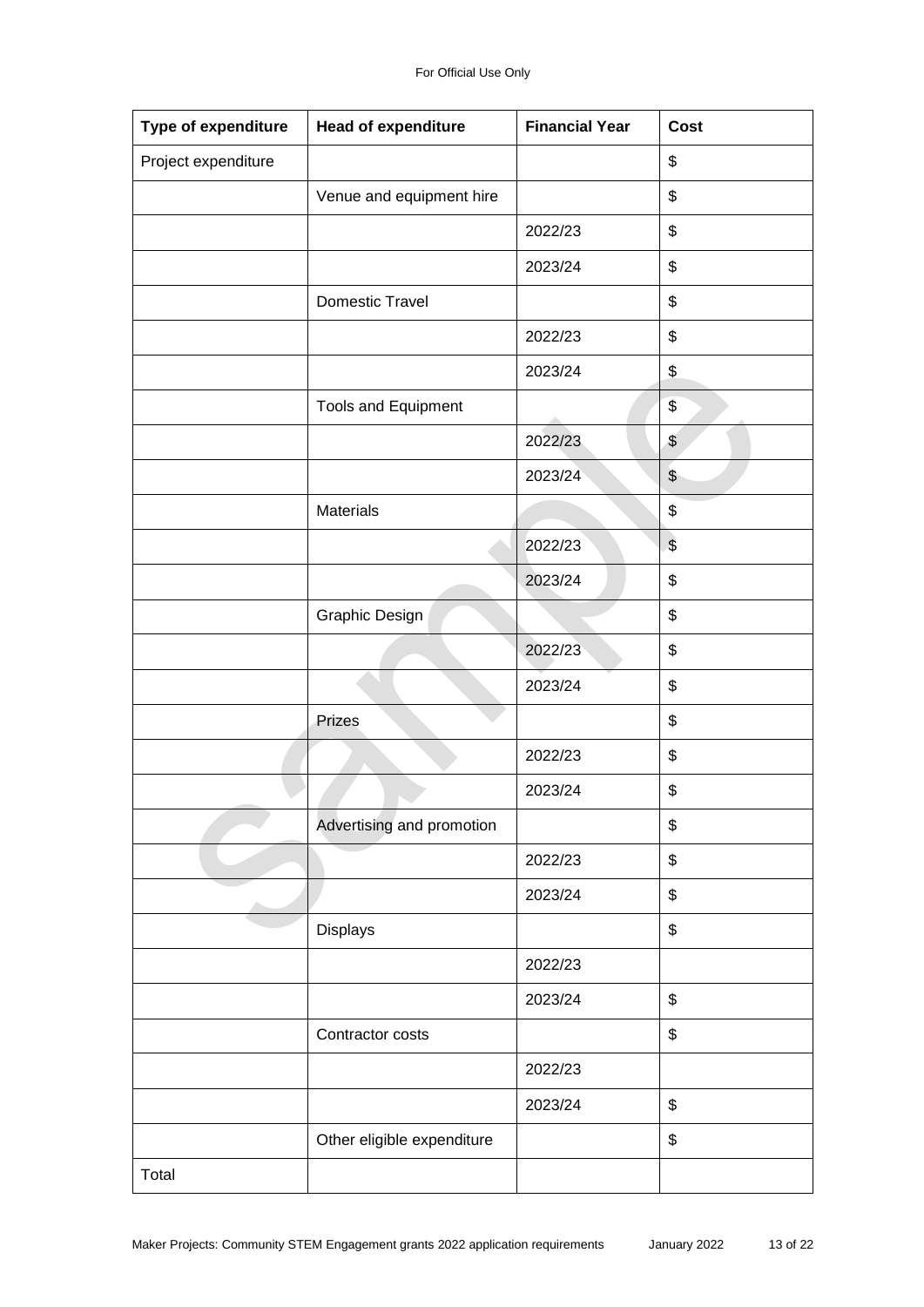| Type of expenditure | Head of expenditure | Financial Year | Cost |
|---|---|---|---|
| Project expenditure | | | $ |
| | Venue and equipment hire | | $ |
| | | 2022/23 | $ |
| | | 2023/24 | $ |
| | Domestic Travel | | $ |
| | | 2022/23 | $ |
| | | 2023/24 | $ |
| | Tools and Equipment | | $ |
| | | 2022/23 | $ |
| | | 2023/24 | $ |
| | Materials | | $ |
| | | 2022/23 | $ |
| | | 2023/24 | $ |
| | Graphic Design | | $ |
| | | 2022/23 | $ |
| | | 2023/24 | $ |
| | Prizes | | $ |
| | | 2022/23 | $ |
| | | 2023/24 | $ |
| | Advertising and promotion | | $ |
| | | 2022/23 | $ |
| | | 2023/24 | $ |
| | Displays | | $ |
| | | 2022/23 | |
| | | 2023/24 | $ |
| | Contractor costs | | $ |
| | | 2022/23 | |
| | | 2023/24 | $ |
| | Other eligible expenditure | | $ |
| Total | | | |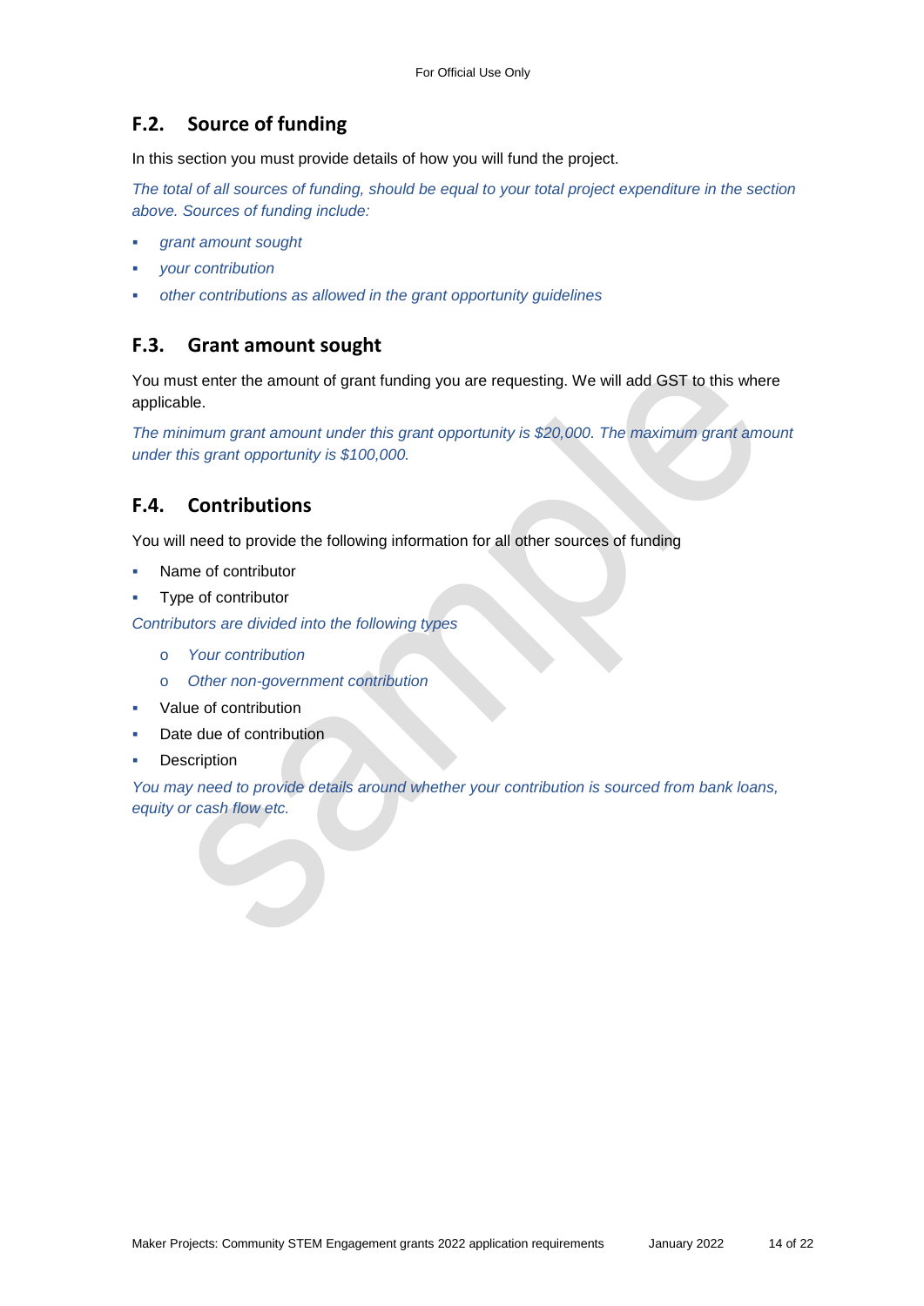## F.2. Source of funding

In this section you must provide details of how you will fund the project.

*The total of all sources of funding, should be equal to your total project expenditure in the section above. Sources of funding include:*

- *grant amount sought*
- *your contribution*
- *other contributions as allowed in the grant opportunity guidelines*

## F.3. Grant amount sought

You must enter the amount of grant funding you are requesting. We will add GST to this where applicable.

*The minimum grant amount under this grant opportunity is $20,000. The maximum grant amount under this grant opportunity is $100,000.*

## F.4. Contributions

You will need to provide the following information for all other sources of funding

- Name of contributor
- Type of contributor

*Contributors are divided into the following types*

  - *Your contribution*
  - *Other non-government contribution*

- Value of contribution
- Date due of contribution
- Description

*You may need to provide details around whether your contribution is sourced from bank loans, equity or cash flow etc.*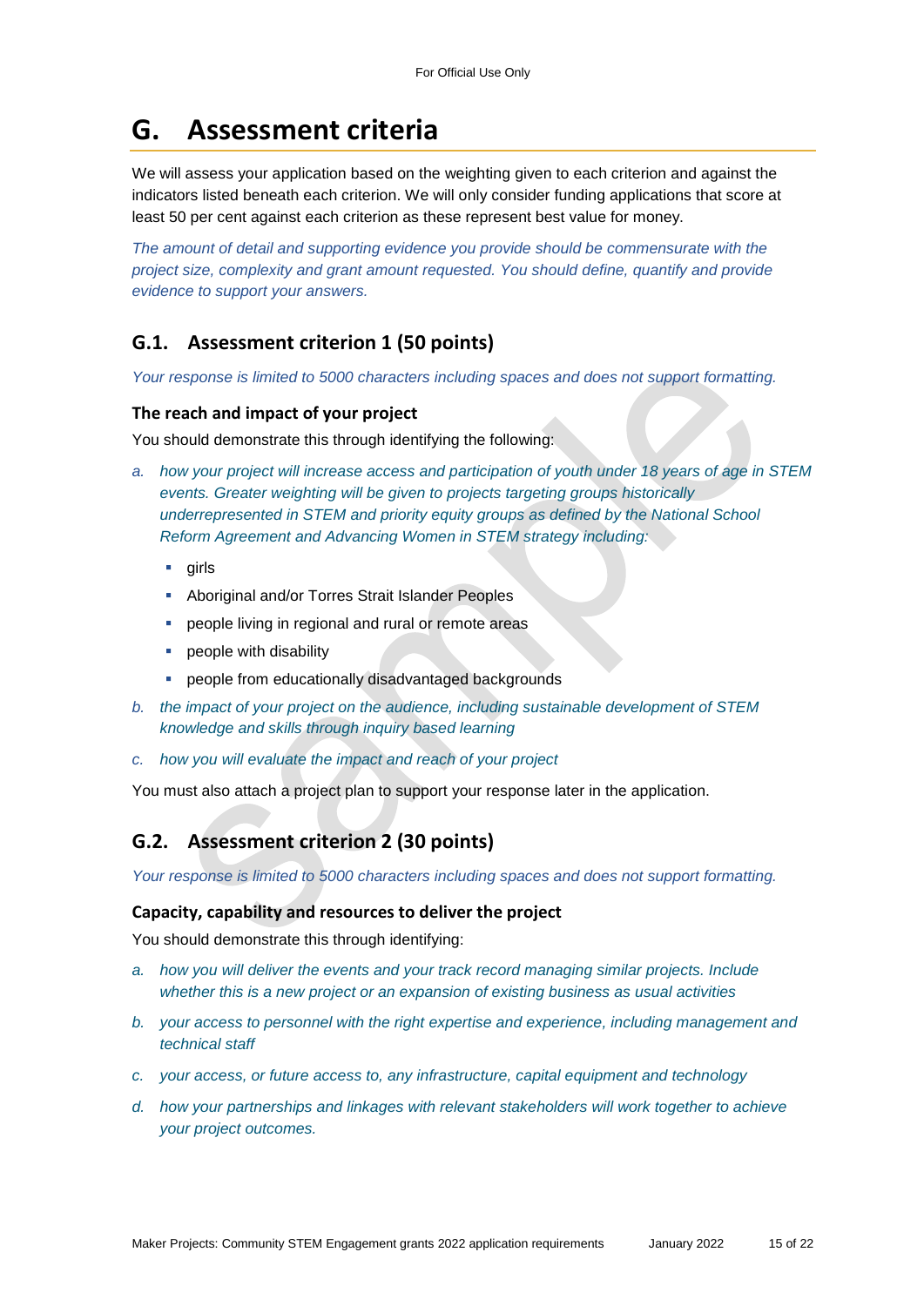# G. Assessment criteria

We will assess your application based on the weighting given to each criterion and against the indicators listed beneath each criterion. We will only consider funding applications that score at least 50 per cent against each criterion as these represent best value for money.

*The amount of detail and supporting evidence you provide should be commensurate with the project size, complexity and grant amount requested. You should define, quantify and provide evidence to support your answers.*

## G.1. Assessment criterion 1 (50 points)

*Your response is limited to 5000 characters including spaces and does not support formatting.*

### The reach and impact of your project

You should demonstrate this through identifying the following:

a. *how your project will increase access and participation of youth under 18 years of age in STEM events. Greater weighting will be given to projects targeting groups historically underrepresented in STEM and priority equity groups as defined by the National School Reform Agreement and Advancing Women in STEM strategy including:*
   - girls
   - Aboriginal and/or Torres Strait Islander Peoples
   - people living in regional and rural or remote areas
   - people with disability
   - people from educationally disadvantaged backgrounds

b. *the impact of your project on the audience, including sustainable development of STEM knowledge and skills through inquiry based learning*

c. *how you will evaluate the impact and reach of your project*

You must also attach a project plan to support your response later in the application.

## G.2. Assessment criterion 2 (30 points)

*Your response is limited to 5000 characters including spaces and does not support formatting.*

### Capacity, capability and resources to deliver the project

You should demonstrate this through identifying:

a. *how you will deliver the events and your track record managing similar projects. Include whether this is a new project or an expansion of existing business as usual activities*

b. *your access to personnel with the right expertise and experience, including management and technical staff*

c. *your access, or future access to, any infrastructure, capital equipment and technology*

d. *how your partnerships and linkages with relevant stakeholders will work together to achieve your project outcomes.*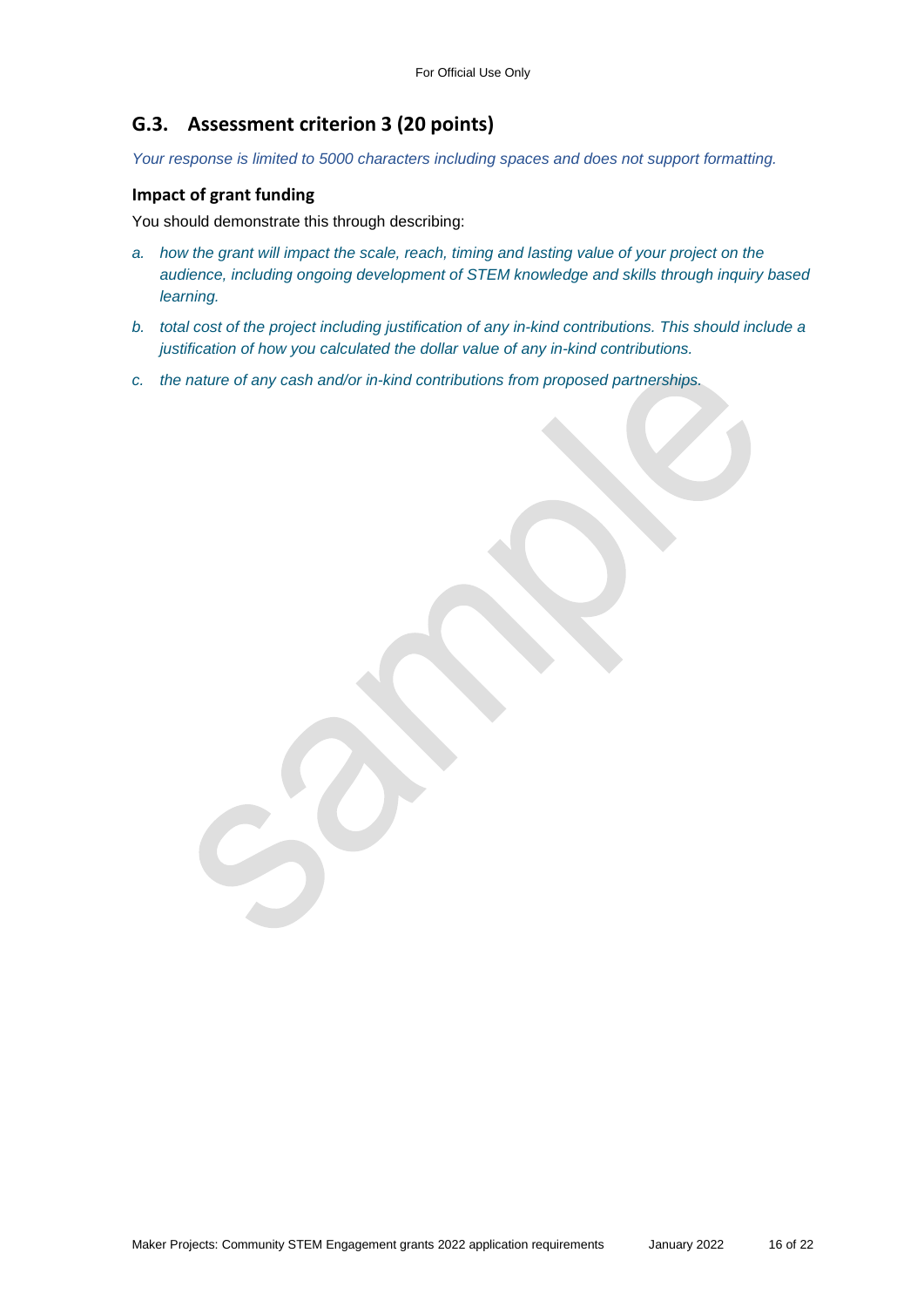## G.3. Assessment criterion 3 (20 points)

*Your response is limited to 5000 characters including spaces and does not support formatting.*

### Impact of grant funding

You should demonstrate this through describing:

a. *how the grant will impact the scale, reach, timing and lasting value of your project on the audience, including ongoing development of STEM knowledge and skills through inquiry based learning.*

b. *total cost of the project including justification of any in-kind contributions. This should include a justification of how you calculated the dollar value of any in-kind contributions.*

c. *the nature of any cash and/or in-kind contributions from proposed partnerships.*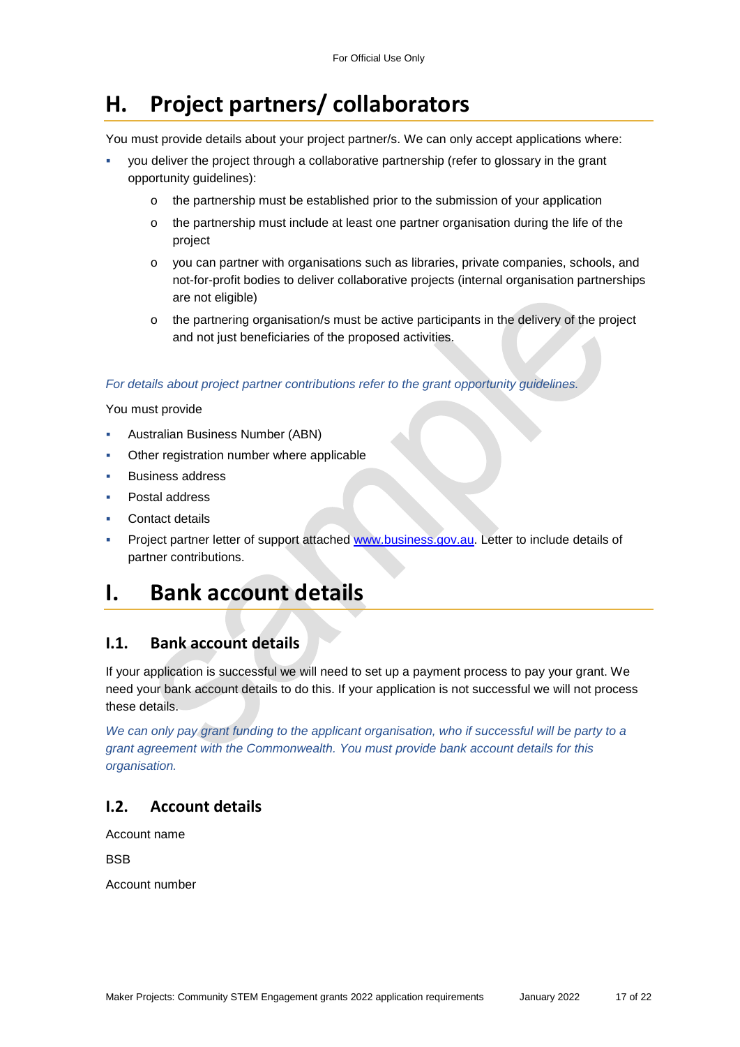# H. Project partners/ collaborators

You must provide details about your project partner/s. We can only accept applications where:

- you deliver the project through a collaborative partnership (refer to glossary in the grant opportunity guidelines):
  - the partnership must be established prior to the submission of your application
  - the partnership must include at least one partner organisation during the life of the project
  - you can partner with organisations such as libraries, private companies, schools, and not-for-profit bodies to deliver collaborative projects (internal organisation partnerships are not eligible)
  - the partnering organisation/s must be active participants in the delivery of the project and not just beneficiaries of the proposed activities.

*For details about project partner contributions refer to the grant opportunity guidelines.*

You must provide

- Australian Business Number (ABN)
- Other registration number where applicable
- Business address
- Postal address
- Contact details
- Project partner letter of support attached [www.business.gov.au](www.business.gov.au). Letter to include details of partner contributions.

# I. Bank account details

## I.1. Bank account details

If your application is successful we will need to set up a payment process to pay your grant. We need your bank account details to do this. If your application is not successful we will not process these details.

*We can only pay grant funding to the applicant organisation, who if successful will be party to a grant agreement with the Commonwealth. You must provide bank account details for this organisation.*

## I.2. Account details

Account name

BSB

Account number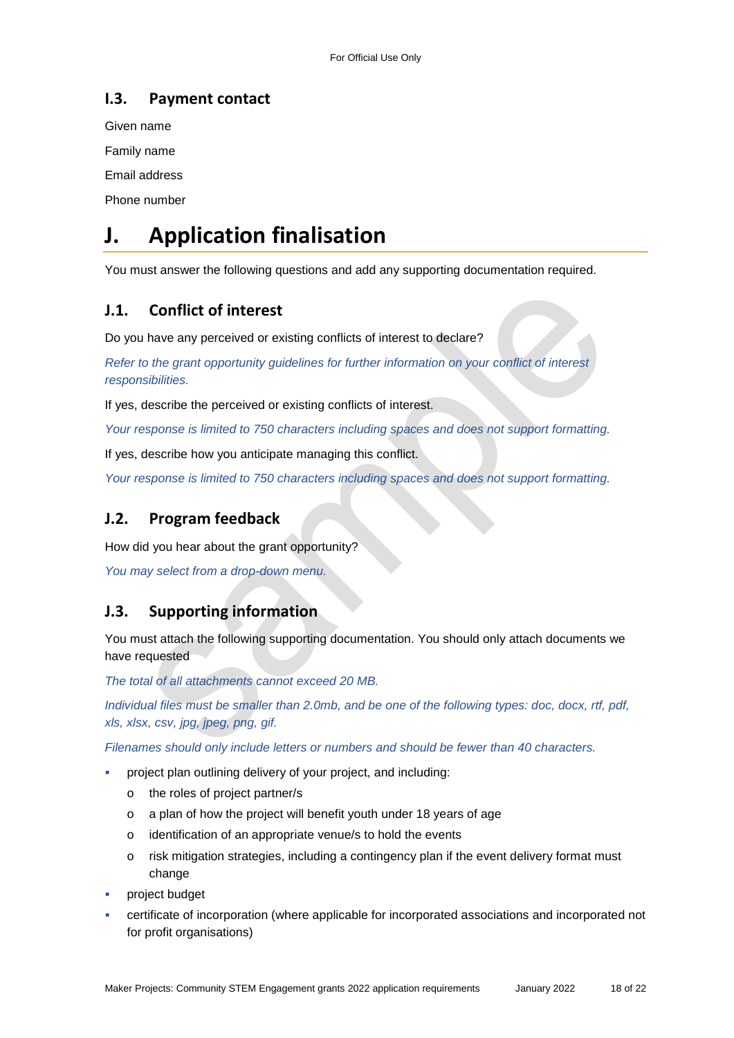### I.3. Payment contact

Given name

Family name

Email address

Phone number

# J. Application finalisation

You must answer the following questions and add any supporting documentation required.

### J.1. Conflict of interest

Do you have any perceived or existing conflicts of interest to declare?

*Refer to the grant opportunity guidelines for further information on your conflict of interest responsibilities.*

If yes, describe the perceived or existing conflicts of interest.

*Your response is limited to 750 characters including spaces and does not support formatting.*

If yes, describe how you anticipate managing this conflict.

*Your response is limited to 750 characters including spaces and does not support formatting.*

### J.2. Program feedback

How did you hear about the grant opportunity?

*You may select from a drop-down menu.*

### J.3. Supporting information

You must attach the following supporting documentation. You should only attach documents we have requested

*The total of all attachments cannot exceed 20 MB.*

*Individual files must be smaller than 2.0mb, and be one of the following types: doc, docx, rtf, pdf, xls, xlsx, csv, jpg, jpeg, png, gif.*

*Filenames should only include letters or numbers and should be fewer than 40 characters.*

- project plan outlining delivery of your project, and including:
  - the roles of project partner/s
  - a plan of how the project will benefit youth under 18 years of age
  - identification of an appropriate venue/s to hold the events
  - risk mitigation strategies, including a contingency plan if the event delivery format must change
- project budget
- certificate of incorporation (where applicable for incorporated associations and incorporated not for profit organisations)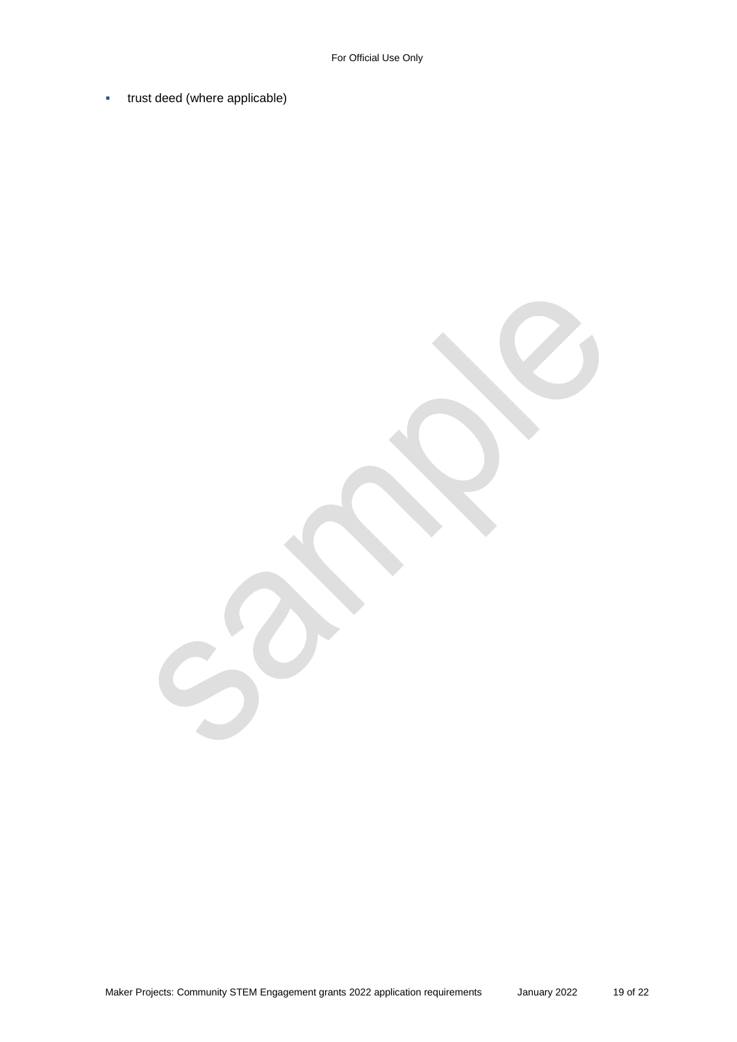- trust deed (where applicable)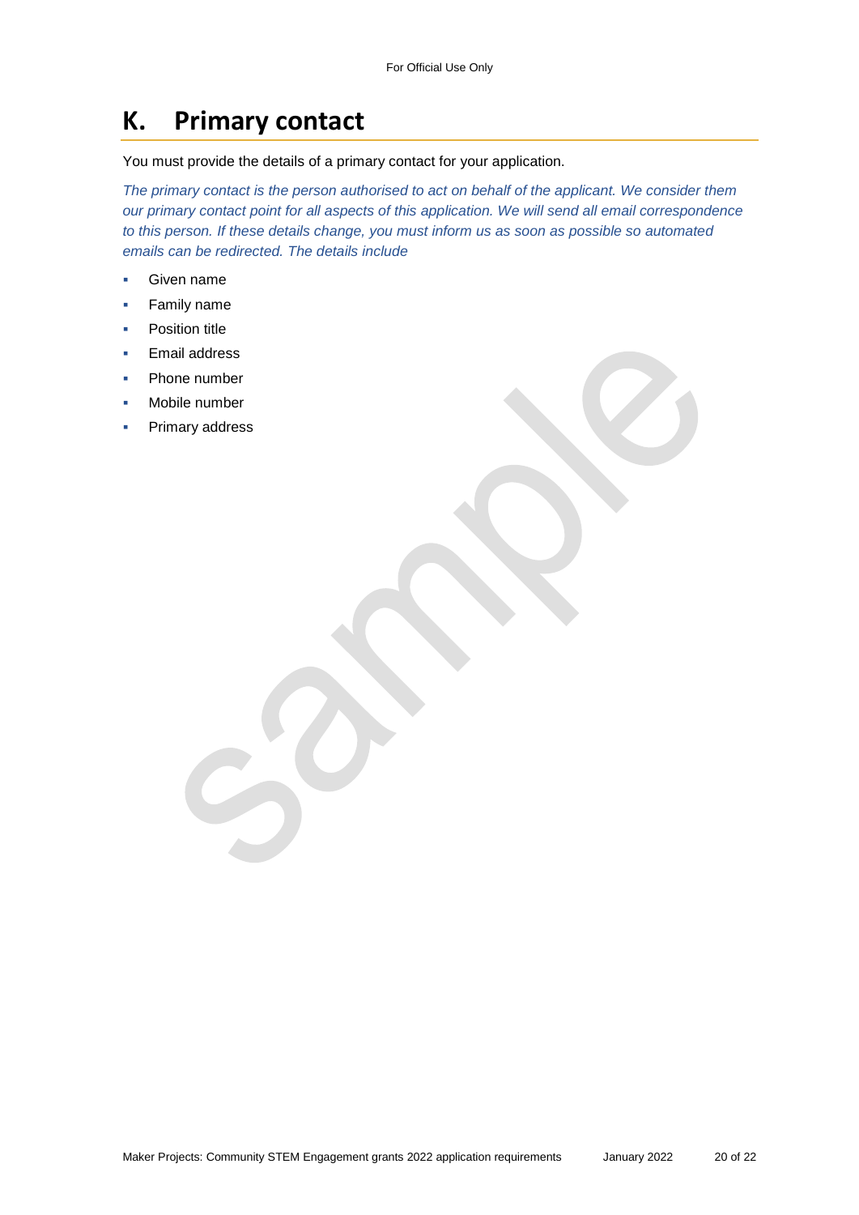# K. Primary contact

You must provide the details of a primary contact for your application.

*The primary contact is the person authorised to act on behalf of the applicant. We consider them our primary contact point for all aspects of this application. We will send all email correspondence to this person. If these details change, you must inform us as soon as possible so automated emails can be redirected. The details include*

- Given name
- Family name
- Position title
- Email address
- Phone number
- Mobile number
- Primary address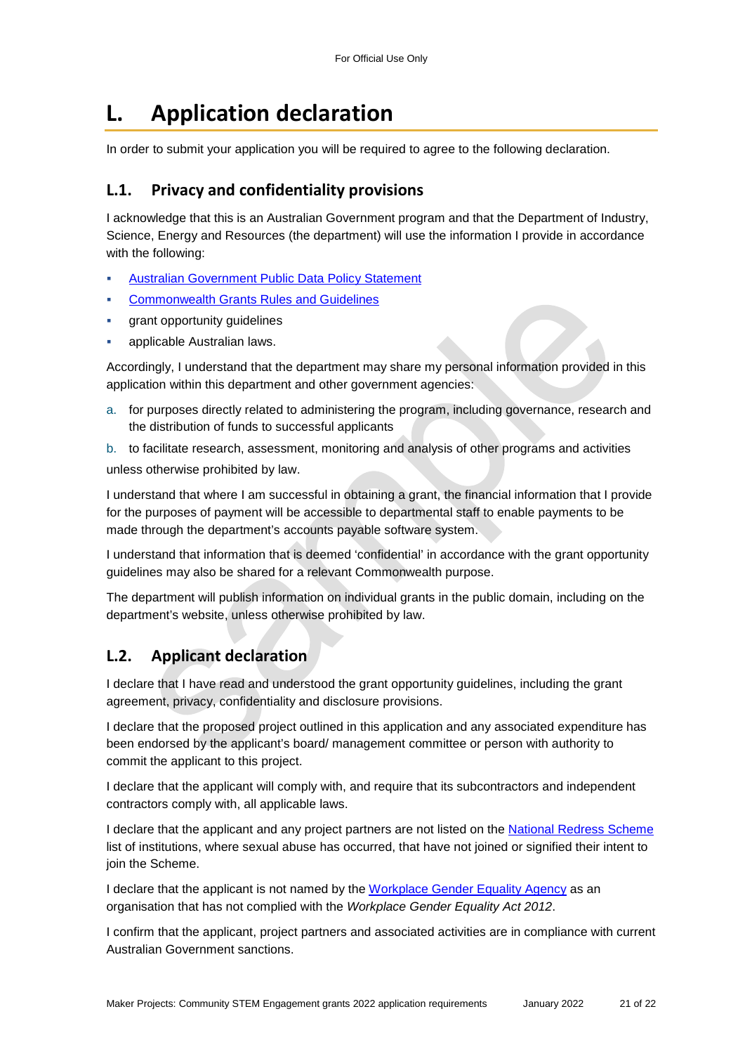# L. Application declaration

In order to submit your application you will be required to agree to the following declaration.

## L.1. Privacy and confidentiality provisions

I acknowledge that this is an Australian Government program and that the Department of Industry, Science, Energy and Resources (the department) will use the information I provide in accordance with the following:

- Australian Government Public Data Policy Statement
- Commonwealth Grants Rules and Guidelines
- grant opportunity guidelines
- applicable Australian laws.

Accordingly, I understand that the department may share my personal information provided in this application within this department and other government agencies:

a. for purposes directly related to administering the program, including governance, research and the distribution of funds to successful applicants
b. to facilitate research, assessment, monitoring and analysis of other programs and activities

unless otherwise prohibited by law.

I understand that where I am successful in obtaining a grant, the financial information that I provide for the purposes of payment will be accessible to departmental staff to enable payments to be made through the department's accounts payable software system.

I understand that information that is deemed 'confidential' in accordance with the grant opportunity guidelines may also be shared for a relevant Commonwealth purpose.

The department will publish information on individual grants in the public domain, including on the department's website, unless otherwise prohibited by law.

## L.2. Applicant declaration

I declare that I have read and understood the grant opportunity guidelines, including the grant agreement, privacy, confidentiality and disclosure provisions.

I declare that the proposed project outlined in this application and any associated expenditure has been endorsed by the applicant's board/ management committee or person with authority to commit the applicant to this project.

I declare that the applicant will comply with, and require that its subcontractors and independent contractors comply with, all applicable laws.

I declare that the applicant and any project partners are not listed on the National Redress Scheme list of institutions, where sexual abuse has occurred, that have not joined or signified their intent to join the Scheme.

I declare that the applicant is not named by the Workplace Gender Equality Agency as an organisation that has not complied with the *Workplace Gender Equality Act 2012*.

I confirm that the applicant, project partners and associated activities are in compliance with current Australian Government sanctions.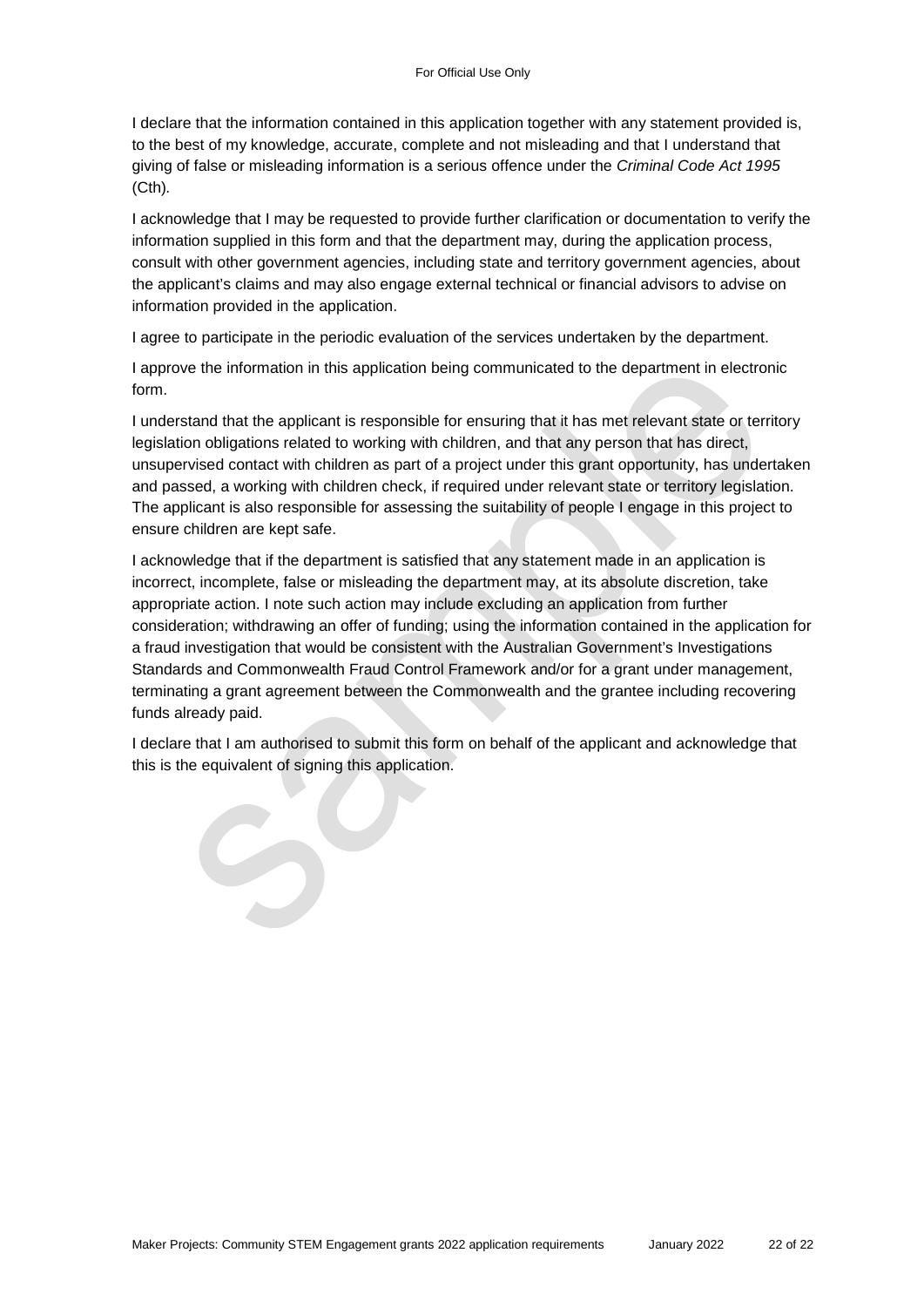I declare that the information contained in this application together with any statement provided is, to the best of my knowledge, accurate, complete and not misleading and that I understand that giving of false or misleading information is a serious offence under the *Criminal Code Act 1995* (Cth).

I acknowledge that I may be requested to provide further clarification or documentation to verify the information supplied in this form and that the department may, during the application process, consult with other government agencies, including state and territory government agencies, about the applicant's claims and may also engage external technical or financial advisors to advise on information provided in the application.

I agree to participate in the periodic evaluation of the services undertaken by the department.

I approve the information in this application being communicated to the department in electronic form.

I understand that the applicant is responsible for ensuring that it has met relevant state or territory legislation obligations related to working with children, and that any person that has direct, unsupervised contact with children as part of a project under this grant opportunity, has undertaken and passed, a working with children check, if required under relevant state or territory legislation. The applicant is also responsible for assessing the suitability of people I engage in this project to ensure children are kept safe.

I acknowledge that if the department is satisfied that any statement made in an application is incorrect, incomplete, false or misleading the department may, at its absolute discretion, take appropriate action. I note such action may include excluding an application from further consideration; withdrawing an offer of funding; using the information contained in the application for a fraud investigation that would be consistent with the Australian Government's Investigations Standards and Commonwealth Fraud Control Framework and/or for a grant under management, terminating a grant agreement between the Commonwealth and the grantee including recovering funds already paid.

I declare that I am authorised to submit this form on behalf of the applicant and acknowledge that this is the equivalent of signing this application.